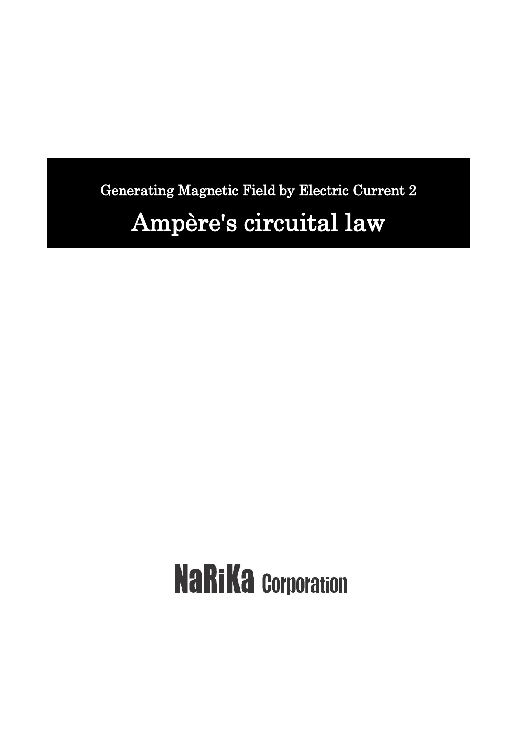Generating Magnetic Field by Electric Current 2

# Ampère's circuital law

NaRiKa Corporation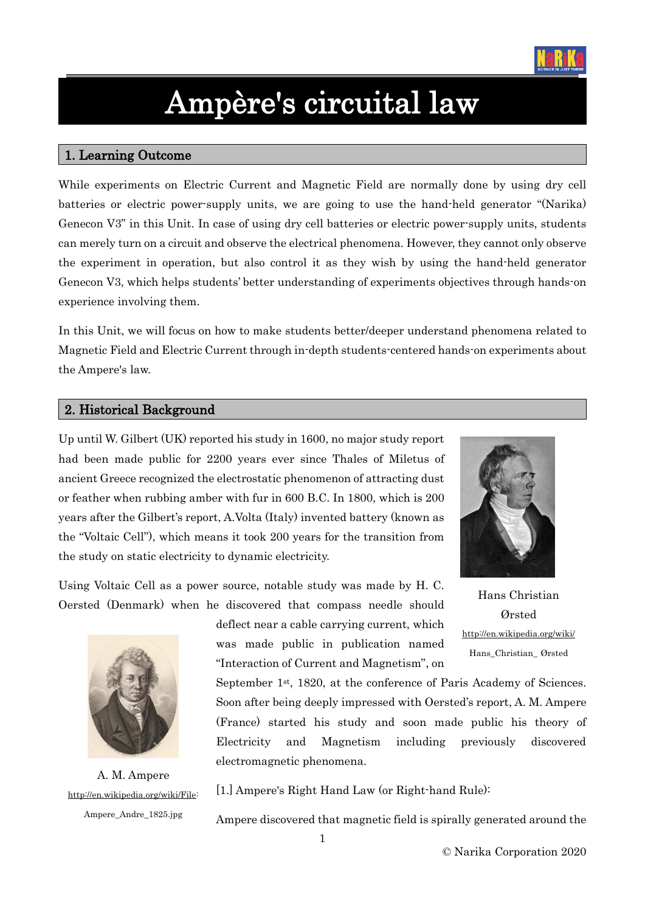# Ampère's circuital law

## 1. Learning Outcome

While experiments on Electric Current and Magnetic Field are normally done by using dry cell batteries or electric power-supply units, we are going to use the hand-held generator "(Narika) Genecon V3" in this Unit. In case of using dry cell batteries or electric power-supply units, students can merely turn on a circuit and observe the electrical phenomena. However, they cannot only observe the experiment in operation, but also control it as they wish by using the hand-held generator Genecon V3, which helps students' better understanding of experiments objectives through hands-on experience involving them.

In this Unit, we will focus on how to make students better/deeper understand phenomena related to Magnetic Field and Electric Current through in-depth students-centered hands-on experiments about the Ampere's law.

## 2. Historical Background

Up until W. Gilbert (UK) reported his study in 1600, no major study report had been made public for 2200 years ever since Thales of Miletus of ancient Greece recognized the electrostatic phenomenon of attracting dust or feather when rubbing amber with fur in 600 B.C. In 1800, which is 200 years after the Gilbert's report, A.Volta (Italy) invented battery (known as the "Voltaic Cell"), which means it took 200 years for the transition from the study on static electricity to dynamic electricity.

Hans Christian Ørsted
http://en.wikipedia.org/wiki/Hans_Christian_Ørsted

Using Voltaic Cell as a power source, notable study was made by H. C. Oersted (Denmark) when he discovered that compass needle should deflect near a cable carrying current, which was made public in publication named "Interaction of Current and Magnetism", on September 1st, 1820, at the conference of Paris Academy of Sciences. Soon after being deeply impressed with Oersted's report, A. M. Ampere (France) started his study and soon made public his theory of Electricity and Magnetism including previously discovered electromagnetic phenomena.

A. M. Ampere
http://en.wikipedia.org/wiki/File:Ampere_Andre_1825.jpg

[1.] Ampere's Right Hand Law (or Right-hand Rule):

Ampere discovered that magnetic field is spirally generated around the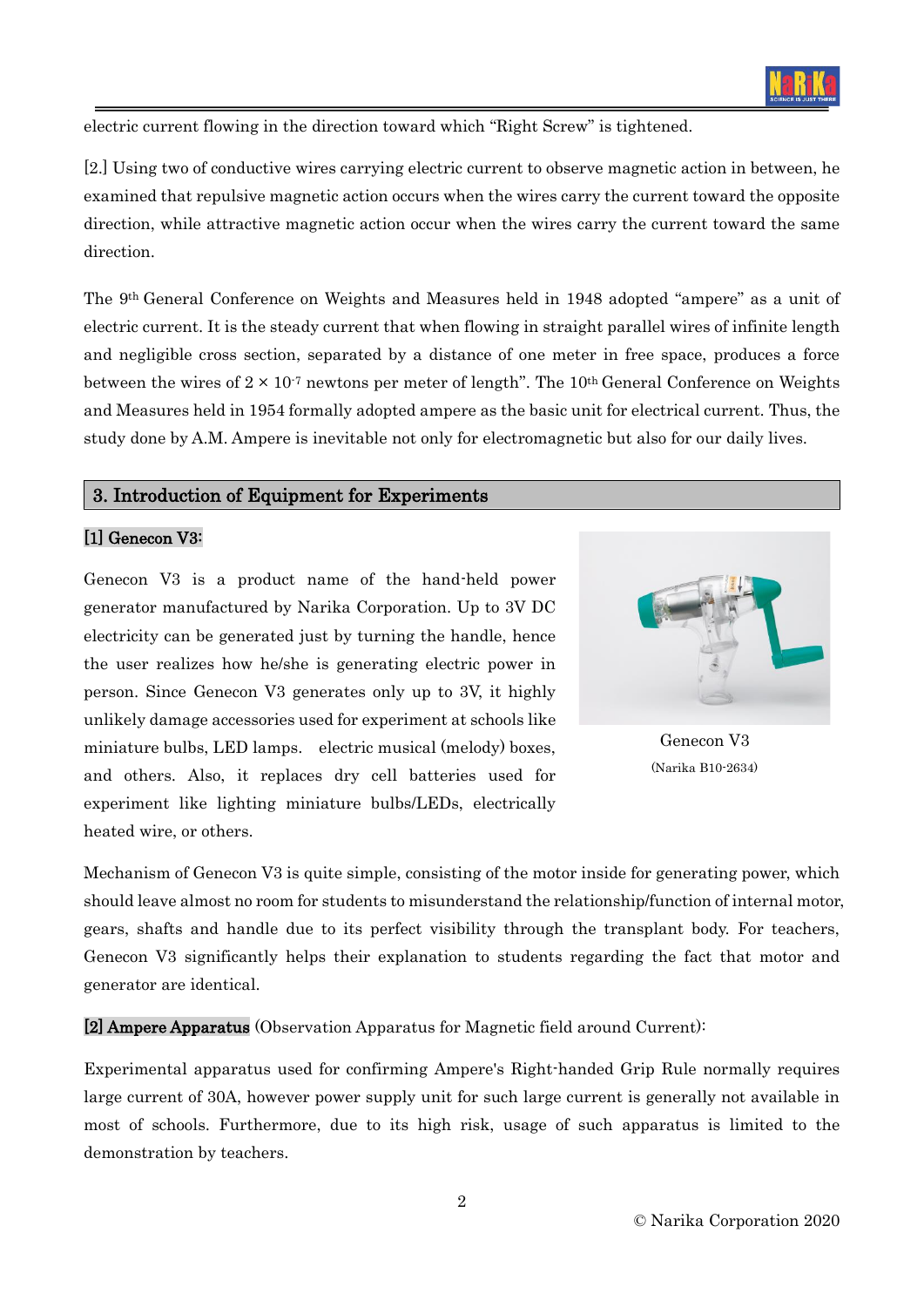electric current flowing in the direction toward which "Right Screw" is tightened.

[2.] Using two of conductive wires carrying electric current to observe magnetic action in between, he examined that repulsive magnetic action occurs when the wires carry the current toward the opposite direction, while attractive magnetic action occur when the wires carry the current toward the same direction.

The 9th General Conference on Weights and Measures held in 1948 adopted "ampere" as a unit of electric current. It is the steady current that when flowing in straight parallel wires of infinite length and negligible cross section, separated by a distance of one meter in free space, produces a force between the wires of $2 \times 10^{-7}$ newtons per meter of length". The 10th General Conference on Weights and Measures held in 1954 formally adopted ampere as the basic unit for electrical current. Thus, the study done by A.M. Ampere is inevitable not only for electromagnetic but also for our daily lives.

## 3. Introduction of Equipment for Experiments

### [1] Genecon V3:

Genecon V3 is a product name of the hand-held power generator manufactured by Narika Corporation. Up to 3V DC electricity can be generated just by turning the handle, hence the user realizes how he/she is generating electric power in person. Since Genecon V3 generates only up to 3V, it highly unlikely damage accessories used for experiment at schools like miniature bulbs, LED lamps. electric musical (melody) boxes, and others. Also, it replaces dry cell batteries used for experiment like lighting miniature bulbs/LEDs, electrically heated wire, or others.

Genecon V3

(Narika B10-2634)

Mechanism of Genecon V3 is quite simple, consisting of the motor inside for generating power, which should leave almost no room for students to misunderstand the relationship/function of internal motor, gears, shafts and handle due to its perfect visibility through the transplant body. For teachers, Genecon V3 significantly helps their explanation to students regarding the fact that motor and generator are identical.

### [2] Ampere Apparatus (Observation Apparatus for Magnetic field around Current):

Experimental apparatus used for confirming Ampere's Right-handed Grip Rule normally requires large current of 30A, however power supply unit for such large current is generally not available in most of schools. Furthermore, due to its high risk, usage of such apparatus is limited to the demonstration by teachers.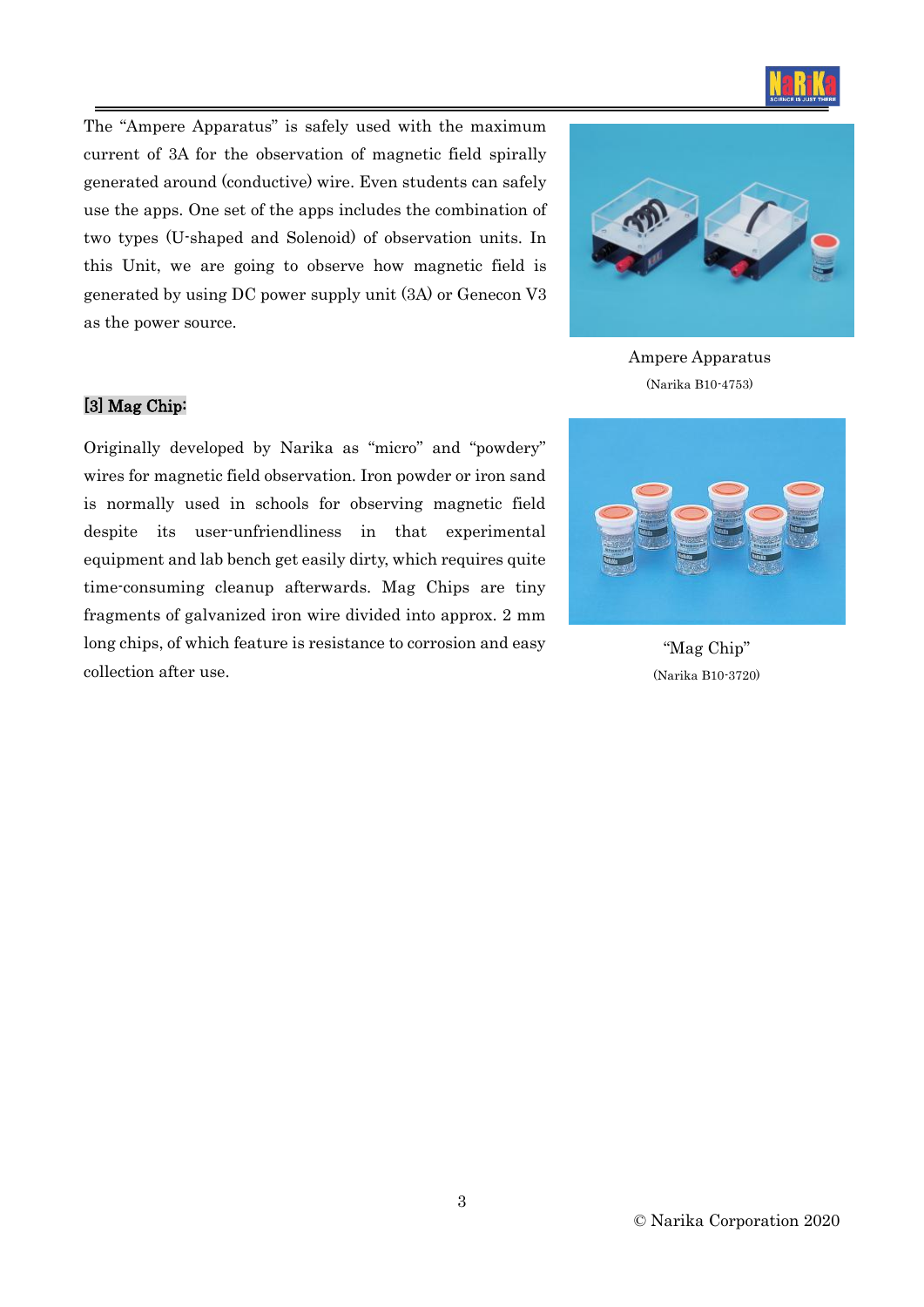The “Ampere Apparatus” is safely used with the maximum current of 3A for the observation of magnetic field spirally generated around (conductive) wire. Even students can safely use the apps. One set of the apps includes the combination of two types (U-shaped and Solenoid) of observation units. In this Unit, we are going to observe how magnetic field is generated by using DC power supply unit (3A) or Genecon V3 as the power source.

Ampere Apparatus
(Narika B10-4753)

### [3] Mag Chip:

Originally developed by Narika as “micro” and “powdery” wires for magnetic field observation. Iron powder or iron sand is normally used in schools for observing magnetic field despite its user-unfriendliness in that experimental equipment and lab bench get easily dirty, which requires quite time-consuming cleanup afterwards. Mag Chips are tiny fragments of galvanized iron wire divided into approx. 2 mm long chips, of which feature is resistance to corrosion and easy collection after use.

“Mag Chip”
(Narika B10-3720)

© Narika Corporation 2020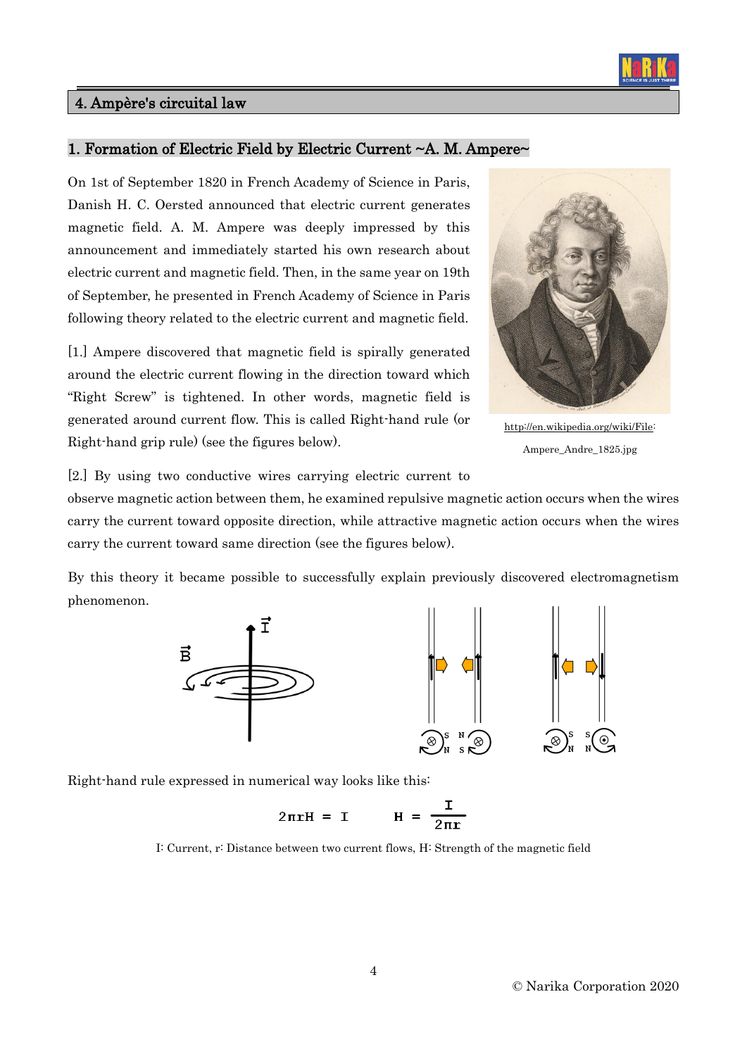## 4. Ampère's circuital law

### 1. Formation of Electric Field by Electric Current ~A. M. Ampere~

On 1st of September 1820 in French Academy of Science in Paris, Danish H. C. Oersted announced that electric current generates magnetic field. A. M. Ampere was deeply impressed by this announcement and immediately started his own research about electric current and magnetic field. Then, in the same year on 19th of September, he presented in French Academy of Science in Paris following theory related to the electric current and magnetic field.

http://en.wikipedia.org/wiki/File: Ampere_Andre_1825.jpg

[1.] Ampere discovered that magnetic field is spirally generated around the electric current flowing in the direction toward which "Right Screw" is tightened. In other words, magnetic field is generated around current flow. This is called Right-hand rule (or Right-hand grip rule) (see the figures below).

[2.] By using two conductive wires carrying electric current to observe magnetic action between them, he examined repulsive magnetic action occurs when the wires carry the current toward opposite direction, while attractive magnetic action occurs when the wires carry the current toward same direction (see the figures below).

By this theory it became possible to successfully explain previously discovered electromagnetism phenomenon.

Right-hand rule expressed in numerical way looks like this:

$$2\pi r H = I \qquad H = \frac{I}{2\pi r}$$

I: Current, r: Distance between two current flows, H: Strength of the magnetic field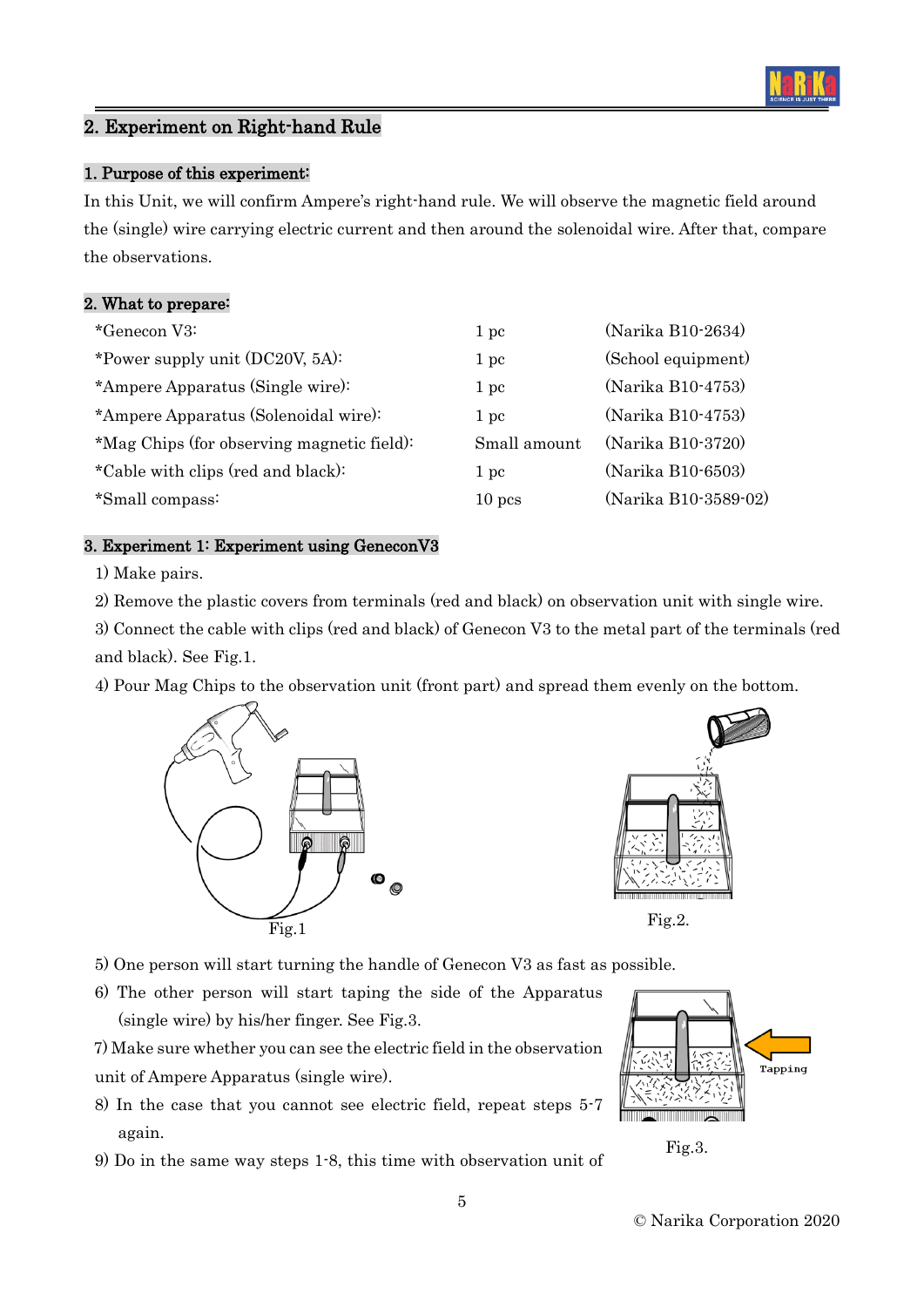## 2. Experiment on Right-hand Rule

### 1. Purpose of this experiment:

In this Unit, we will confirm Ampere's right-hand rule. We will observe the magnetic field around the (single) wire carrying electric current and then around the solenoidal wire. After that, compare the observations.

### 2. What to prepare:

| | | |
|---|---|---|
| *Genecon V3: | 1 pc | (Narika B10-2634) |
| *Power supply unit (DC20V, 5A): | 1 pc | (School equipment) |
| *Ampere Apparatus (Single wire): | 1 pc | (Narika B10-4753) |
| *Ampere Apparatus (Solenoidal wire): | 1 pc | (Narika B10-4753) |
| *Mag Chips (for observing magnetic field): | Small amount | (Narika B10-3720) |
| *Cable with clips (red and black): | 1 pc | (Narika B10-6503) |
| *Small compass: | 10 pcs | (Narika B10-3589-02) |

### 3. Experiment 1: Experiment using GeneconV3

1) Make pairs.

2) Remove the plastic covers from terminals (red and black) on observation unit with single wire.

3) Connect the cable with clips (red and black) of Genecon V3 to the metal part of the terminals (red and black). See Fig.1.

4) Pour Mag Chips to the observation unit (front part) and spread them evenly on the bottom.

Fig.1

Fig.2.

5) One person will start turning the handle of Genecon V3 as fast as possible.

6) The other person will start taping the side of the Apparatus (single wire) by his/her finger. See Fig.3.

7) Make sure whether you can see the electric field in the observation unit of Ampere Apparatus (single wire).

8) In the case that you cannot see electric field, repeat steps 5-7 again.

9) Do in the same way steps 1-8, this time with observation unit of

Tapping

Fig.3.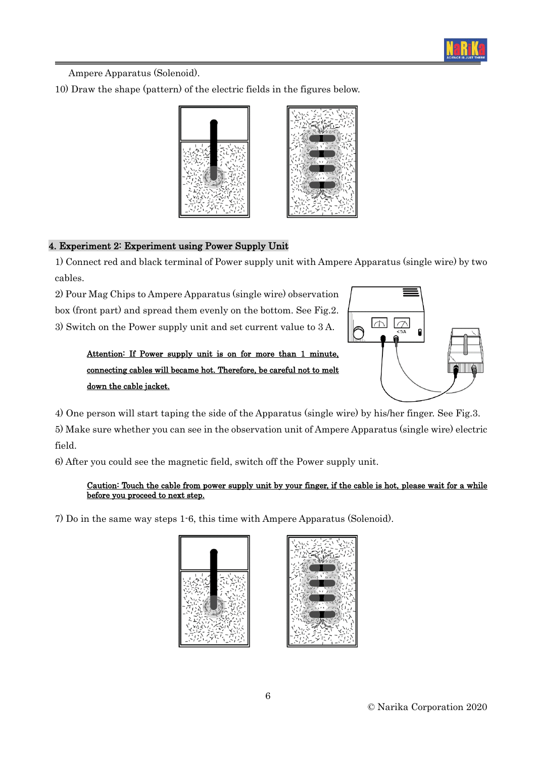Ampere Apparatus (Solenoid).

10) Draw the shape (pattern) of the electric fields in the figures below.

## 4. Experiment 2: Experiment using Power Supply Unit

1) Connect red and black terminal of Power supply unit with Ampere Apparatus (single wire) by two cables.

2) Pour Mag Chips to Ampere Apparatus (single wire) observation box (front part) and spread them evenly on the bottom. See Fig.2.

3) Switch on the Power supply unit and set current value to 3 A.

Attention: If Power supply unit is on for more than 1 minute, connecting cables will became hot. Therefore, be careful not to melt down the cable jacket.

4) One person will start taping the side of the Apparatus (single wire) by his/her finger. See Fig.3.

5) Make sure whether you can see in the observation unit of Ampere Apparatus (single wire) electric field.

6) After you could see the magnetic field, switch off the Power supply unit.

Caution: Touch the cable from power supply unit by your finger, if the cable is hot, please wait for a while before you proceed to next step.

7) Do in the same way steps 1-6, this time with Ampere Apparatus (Solenoid).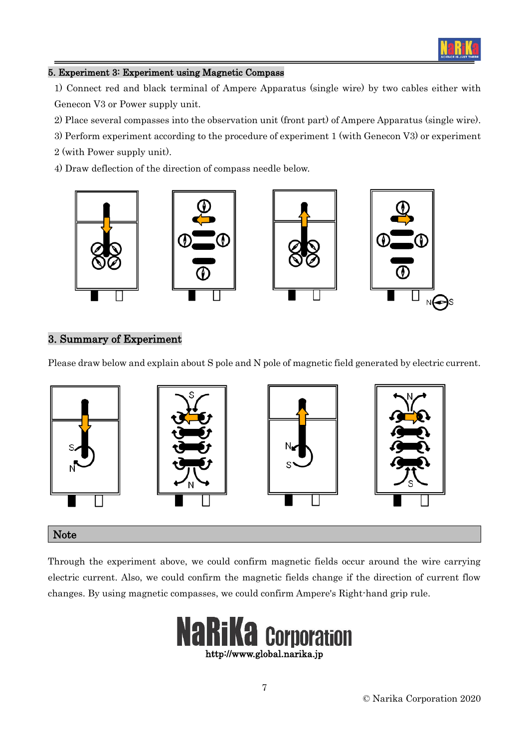## 5. Experiment 3: Experiment using Magnetic Compass

1) Connect red and black terminal of Ampere Apparatus (single wire) by two cables either with Genecon V3 or Power supply unit.

2) Place several compasses into the observation unit (front part) of Ampere Apparatus (single wire).

3) Perform experiment according to the procedure of experiment 1 (with Genecon V3) or experiment 2 (with Power supply unit).

4) Draw deflection of the direction of compass needle below.

N S

## 3. Summary of Experiment

Please draw below and explain about S pole and N pole of magnetic field generated by electric current.

S
N
S
N
N
S
N
S

## Note

Through the experiment above, we could confirm magnetic fields occur around the wire carrying electric current. Also, we could confirm the magnetic fields change if the direction of current flow changes. By using magnetic compasses, we could confirm Ampere's Right-hand grip rule.

NaRiKa Corporation
http://www.global.narika.jp

© Narika Corporation 2020